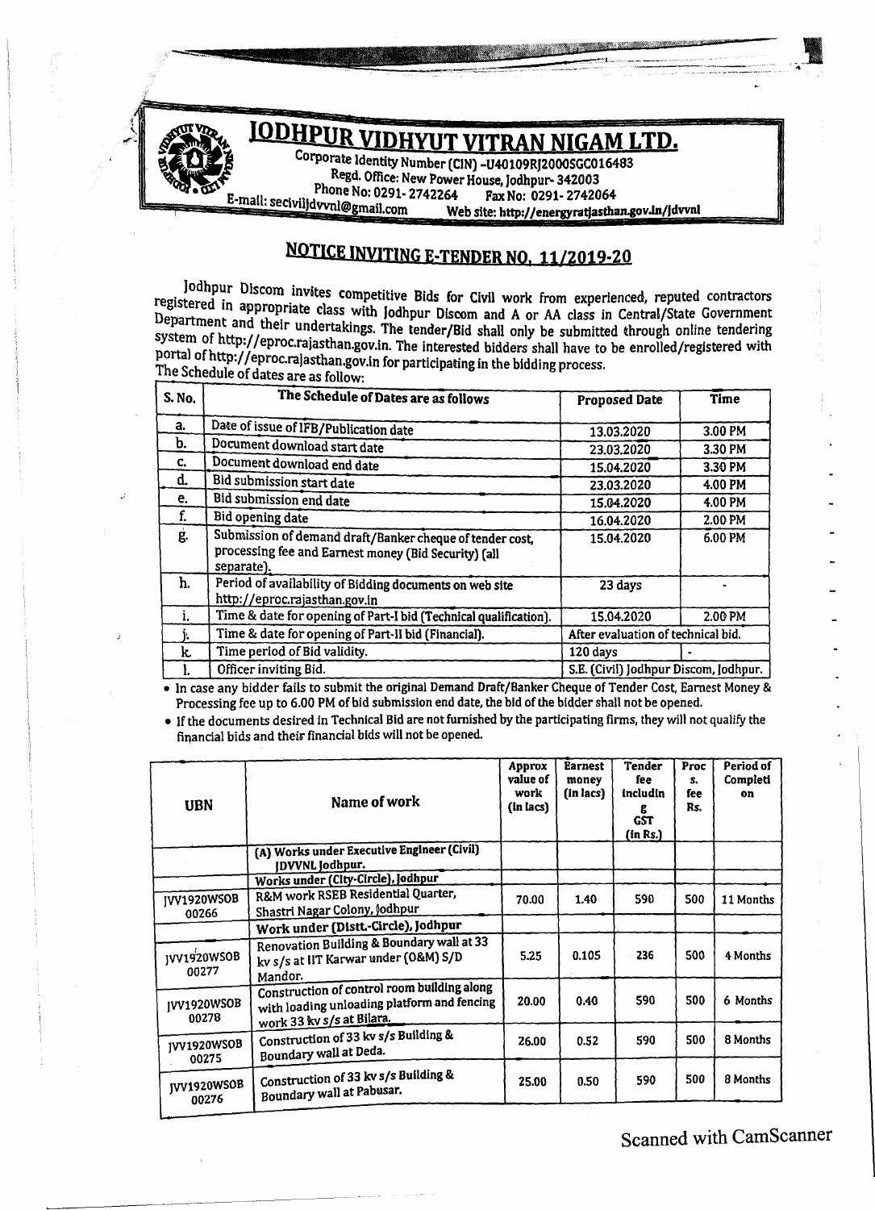# JODHPUR VIDHYUT VITRAN NIGAM LTD.

Corporate Identity Number (CIN) -U40109RJ2000SGC016483
Regd. Office: New Power House, Jodhpur- 342003
Phone No: 0291- 2742264 Fax No: 0291- 2742064
E-mail: secivilj dvvnl@gmail.com Web site: http://energyratjasthan.gov.in/jdvvnl

## NOTICE INVITING E-TENDER NO. 11/2019-20

Jodhpur Discom invites competitive Bids for Civil work from experienced, reputed contractors registered in appropriate class with Jodhpur Discom and A or AA class in Central/State Government Department and their undertakings. The tender/Bid shall only be submitted through online tendering system of http://eproc.rajasthan.gov.in. The interested bidders shall have to be enrolled/registered with portal of http://eproc.rajasthan.gov.in for participating in the bidding process.

The Schedule of dates are as follow:

| S. No. | The Schedule of Dates are as follows | Proposed Date | Time |
|---|---|---|---|
| a. | Date of issue of IFB/Publication date | 13.03.2020 | 3.00 PM |
| b. | Document download start date | 23.03.2020 | 3.30 PM |
| c. | Document download end date | 15.04.2020 | 3.30 PM |
| d. | Bid submission start date | 23.03.2020 | 4.00 PM |
| e. | Bid submission end date | 15.04.2020 | 4.00 PM |
| f. | Bid opening date | 16.04.2020 | 2.00 PM |
| g. | Submission of demand draft/Banker cheque of tender cost, processing fee and Earnest money (Bid Security) (all separate). | 15.04.2020 | 6.00 PM |
| h. | Period of availability of Bidding documents on web site http://eproc.rajasthan.gov.in | 23 days | - |
| i. | Time & date for opening of Part-I bid (Technical qualification). | 15.04.2020 | 2.00 PM |
| j. | Time & date for opening of Part-II bid (Financial). | After evaluation of technical bid. | |
| k. | Time period of Bid validity. | 120 days | - |
| l. | Officer inviting Bid. | S.E. (Civil) Jodhpur Discom, Jodhpur. | |

- In case any bidder fails to submit the original Demand Draft/Banker Cheque of Tender Cost, Earnest Money & Processing fee up to 6.00 PM of bid submission end date, the bid of the bidder shall not be opened.
- If the documents desired in Technical Bid are not furnished by the participating firms, they will not qualify the financial bids and their financial bids will not be opened.

| UBN | Name of work | Approx value of work (In lacs) | Earnest money (In lacs) | Tender fee including GST (In Rs.) | Procs. fee Rs. | Period of Completion |
|---|---|---|---|---|---|---|
| | (A) Works under Executive Engineer (Civil) JDVVNL Jodhpur. | | | | | |
| | Works under (City-Circle), Jodhpur | | | | | |
| JVV1920WSOB 00266 | R&M work RSEB Residential Quarter, Shastri Nagar Colony, Jodhpur | 70.00 | 1.40 | 590 | 500 | 11 Months |
| | Work under (Distt.-Circle), Jodhpur | | | | | |
| JVV1920WSOB 00277 | Renovation Building & Boundary wall at 33 kv s/s at IIT Karwar under (O&M) S/D Mandor. | 5.25 | 0.105 | 236 | 500 | 4 Months |
| JVV1920WSOB 00278 | Construction of control room building along with loading unloading platform and fencing work 33 kv s/s at Bilara. | 20.00 | 0.40 | 590 | 500 | 6 Months |
| JVV1920WSOB 00275 | Construction of 33 kv s/s Building & Boundary wall at Deda. | 26.00 | 0.52 | 590 | 500 | 8 Months |
| JVV1920WSOB 00276 | Construction of 33 kv s/s Building & Boundary wall at Pabusar. | 25.00 | 0.50 | 590 | 500 | 8 Months |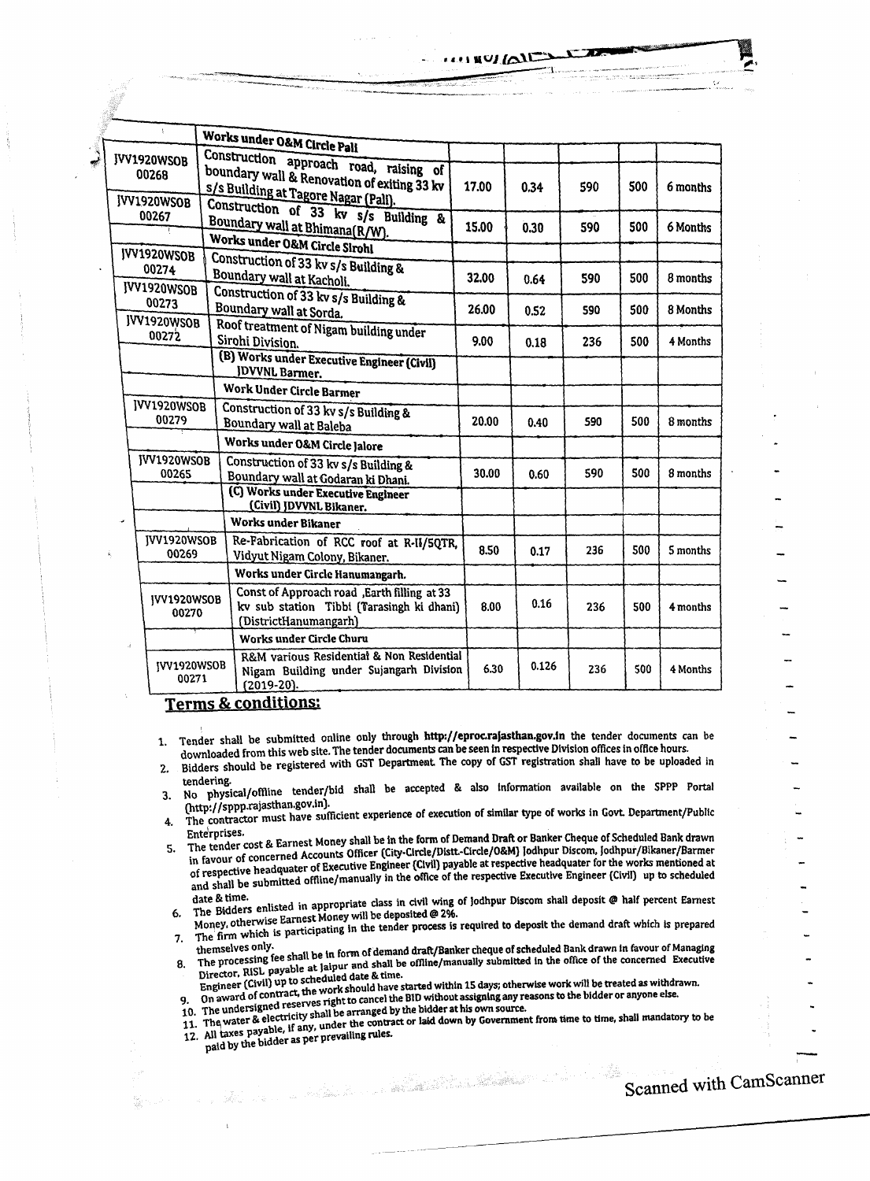| | | | | | | |
|---|---|---|---|---|---|---|
| | **Works under O&M Circle Pali** | | | | | |
| JVV1920WSOB 00268 | Construction approach road, raising of boundary wall & Renovation of exiting 33 kv s/s Building at Tagore Nagar (Pali). | 17.00 | 0.34 | 590 | 500 | 6 months |
| JVV1920WSOB 00267 | Construction of 33 kv s/s Building & Boundary wall at Bhimana(R/W). | 15.00 | 0.30 | 590 | 500 | 6 Months |
| | **Works under O&M Circle Sirohi** | | | | | |
| JVV1920WSOB 00274 | Construction of 33 kv s/s Building & Boundary wall at Kacholi. | 32.00 | 0.64 | 590 | 500 | 8 months |
| JVV1920WSOB 00273 | Construction of 33 kv s/s Building & Boundary wall at Sorda. | 26.00 | 0.52 | 590 | 500 | 8 Months |
| JVV1920WSOB 00272 | Roof treatment of Nigam building under Sirohi Division. | 9.00 | 0.18 | 236 | 500 | 4 Months |
| | **(B) Works under Executive Engineer (Civil) JDVVNL Barmer.** | | | | | |
| | **Work Under Circle Barmer** | | | | | |
| JVV1920WSOB 00279 | Construction of 33 kv s/s Building & Boundary wall at Baleba | 20.00 | 0.40 | 590 | 500 | 8 months |
| | **Works under O&M Circle Jalore** | | | | | |
| JVV1920WSOB 00265 | Construction of 33 kv s/s Building & Boundary wall at Godaran ki Dhani. | 30.00 | 0.60 | 590 | 500 | 8 months |
| | **(C) Works under Executive Engineer (Civil) JDVVNL Bikaner.** | | | | | |
| | **Works under Bikaner** | | | | | |
| JVV1920WSOB 00269 | Re-Fabrication of RCC roof at R-II/5QTR, Vidyut Nigam Colony, Bikaner. | 8.50 | 0.17 | 236 | 500 | 5 months |
| | **Works under Circle Hanumangarh.** | | | | | |
| JVV1920WSOB 00270 | Const of Approach road ,Earth filling at 33 kv sub station Tibbi (Tarasingh ki dhani) (DistrictHanumangarh) | 8.00 | 0.16 | 236 | 500 | 4 months |
| | **Works under Circle Churu** | | | | | |
| JVV1920WSOB 00271 | R&M various Residential & Non Residential Nigam Building under Sujangarh Division (2019-20). | 6.30 | 0.126 | 236 | 500 | 4 Months |

## Terms & conditions:

1. Tender shall be submitted online only through **http://eproc.rajasthan.gov.in** the tender documents can be downloaded from this web site. The tender documents can be seen in respective Division offices in office hours.
2. Bidders should be registered with GST Department. The copy of GST registration shall have to be uploaded in tendering.
3. No physical/offline tender/bid shall be accepted & also information available on the SPPP Portal (http://sppp.rajasthan.gov.in).
4. The contractor must have sufficient experience of execution of similar type of works in Govt. Department/Public Enterprises.
5. The tender cost & Earnest Money shall be in the form of Demand Draft or Banker Cheque of Scheduled Bank drawn in favour of concerned Accounts Officer (City-Circle/Distt.-Circle/O&M) Jodhpur Discom, Jodhpur/Bikaner/Barmer of respective headquater of Executive Engineer (Civil) payable at respective headquater for the works mentioned at and shall be submitted offline/manually in the office of the respective Executive Engineer (Civil) up to scheduled date & time.
6. The Bidders enlisted in appropriate class in civil wing of Jodhpur Discom shall deposit @ half percent Earnest Money, otherwise Earnest Money will be deposited @ 2%.
7. The firm which is participating in the tender process is required to deposit the demand draft which is prepared themselves only.
8. The processing fee shall be in form of demand draft/Banker cheque of scheduled Bank drawn in favour of Managing Director, RISL payable at Jaipur and shall be offline/manually submitted in the office of the concerned Executive Engineer (Civil) up to scheduled date & time.
9. On award of contract, the work should have started within 15 days; otherwise work will be treated as withdrawn.
10. The undersigned reserves right to cancel the BID without assigning any reasons to the bidder or anyone else.
11. The water & electricity shall be arranged by the bidder at his own source.
12. All taxes payable, if any, under the contract or laid down by Government from time to time, shall mandatory to be paid by the bidder as per prevailing rules.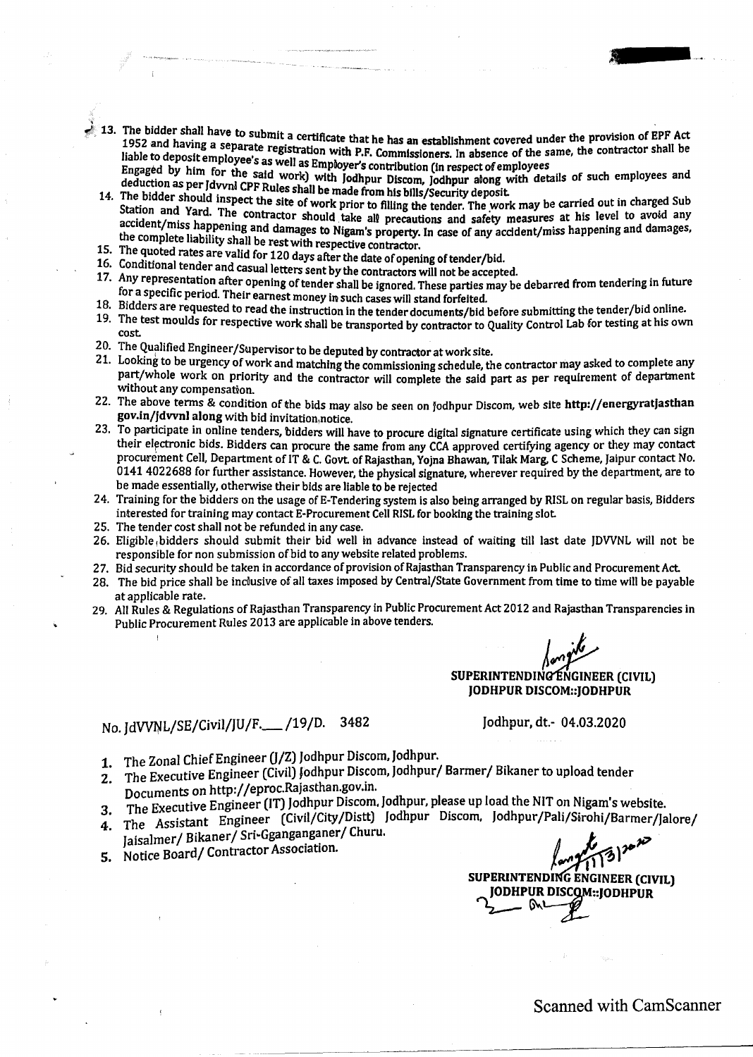13. The bidder shall have to submit a certificate that he has an establishment covered under the provision of EPF Act 1952 and having a separate registration with P.F. Commissioners. In absence of the same, the contractor shall be liable to deposit employee's as well as Employer's contribution (in respect of employees Engaged by him for the said work) with Jodhpur Discom, Jodhpur along with details of such employees and deduction as per Jdvvnl CPF Rules shall be made from his bills/Security deposit.
14. The bidder should inspect the site of work prior to filling the tender. The work may be carried out in charged Sub Station and Yard. The contractor should take all precautions and safety measures at his level to avoid any accident/miss happening and damages to Nigam's property. In case of any accident/miss happening and damages, the complete liability shall be rest with respective contractor.
15. The quoted rates are valid for 120 days after the date of opening of tender/bid.
16. Conditional tender and casual letters sent by the contractors will not be accepted.
17. Any representation after opening of tender shall be ignored. These parties may be debarred from tendering in future for a specific period. Their earnest money in such cases will stand forfeited.
18. Bidders are requested to read the instruction in the tender documents/bid before submitting the tender/bid online.
19. The test moulds for respective work shall be transported by contractor to Quality Control Lab for testing at his own cost.
20. The Qualified Engineer/Supervisor to be deputed by contractor at work site.
21. Looking to be urgency of work and matching the commissioning schedule, the contractor may asked to complete any part/whole work on priority and the contractor will complete the said part as per requirement of department without any compensation.
22. The above terms & condition of the bids may also be seen on Jodhpur Discom, web site **http://energyratjasthan gov.in/jdvvnl along** with bid invitation notice.
23. To participate in online tenders, bidders will have to procure digital signature certificate using which they can sign their electronic bids. Bidders can procure the same from any CCA approved certifying agency or they may contact procurement Cell, Department of IT & C. Govt. of Rajasthan, Yojna Bhawan, Tilak Marg, C Scheme, Jaipur contact No. 0141 4022688 for further assistance. However, the physical signature, wherever required by the department, are to be made essentially, otherwise their bids are liable to be rejected
24. Training for the bidders on the usage of E-Tendering system is also being arranged by RISL on regular basis, Bidders interested for training may contact E-Procurement Cell RISL for booking the training slot.
25. The tender cost shall not be refunded in any case.
26. Eligible bidders should submit their bid well in advance instead of waiting till last date JDVVNL will not be responsible for non submission of bid to any website related problems.
27. Bid security should be taken in accordance of provision of Rajasthan Transparency in Public and Procurement Act.
28. The bid price shall be inclusive of all taxes imposed by Central/State Government from time to time will be payable at applicable rate.
29. All Rules & Regulations of Rajasthan Transparency in Public Procurement Act 2012 and Rajasthan Transparencies in Public Procurement Rules 2013 are applicable in above tenders.

**SUPERINTENDING ENGINEER (CIVIL)**
**JODHPUR DISCOM::JODHPUR**

No. JdVVNL/SE/Civil/JU/F.\_\_\_\_/19/D. 3482 Jodhpur, dt.- 04.03.2020

1. The Zonal Chief Engineer (J/Z) Jodhpur Discom, Jodhpur.
2. The Executive Engineer (Civil) Jodhpur Discom, Jodhpur/ Barmer/ Bikaner to upload tender Documents on http://eproc.Rajasthan.gov.in.
3. The Executive Engineer (IT) Jodhpur Discom, Jodhpur, please up load the NIT on Nigam's website.
4. The Assistant Engineer (Civil/City/Distt) Jodhpur Discom, Jodhpur/Pali/Sirohi/Barmer/Jalore/ Jaisalmer/ Bikaner/ Sri-Gganganganer/ Churu.
5. Notice Board/ Contractor Association.

**SUPERINTENDING ENGINEER (CIVIL)**
**JODHPUR DISCOM::JODHPUR**